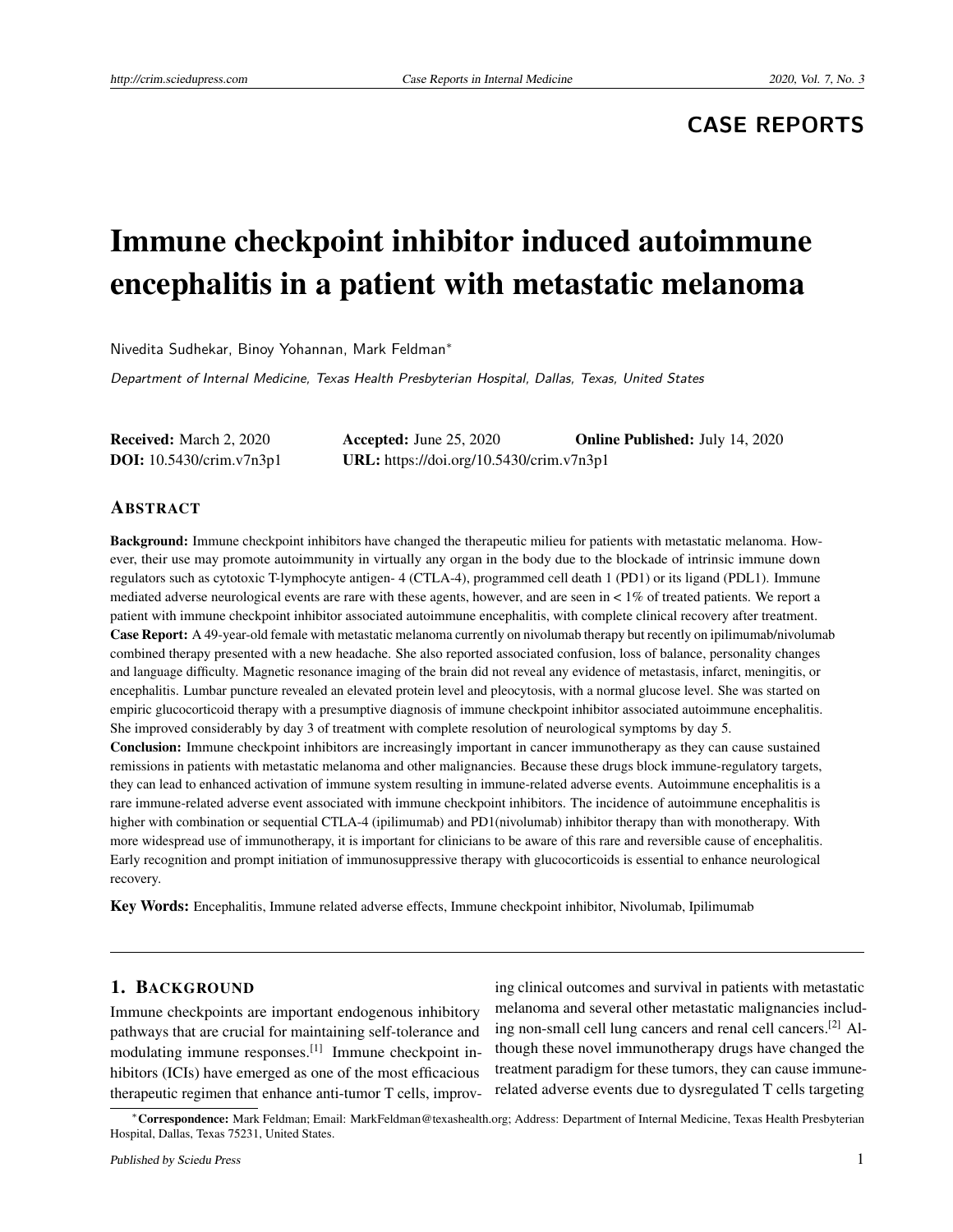**CASE REPORTS**

# Immune checkpoint inhibitor induced autoimmune encephalitis in a patient with metastatic melanoma

Nivedita Sudhekar, Binoy Yohannan, Mark Feldman*

*Department of Internal Medicine, Texas Health Presbyterian Hospital, Dallas, Texas, United States*

**Received:** March 2, 2020 **Accepted:** June 25, 2020 **Online Published:** July 14, 2020
**DOI:** 10.5430/crim.v7n3p1 **URL:** https://doi.org/10.5430/crim.v7n3p1

## Abstract

**Background:** Immune checkpoint inhibitors have changed the therapeutic milieu for patients with metastatic melanoma. However, their use may promote autoimmunity in virtually any organ in the body due to the blockade of intrinsic immune down regulators such as cytotoxic T-lymphocyte antigen- 4 (CTLA-4), programmed cell death 1 (PD1) or its ligand (PDL1). Immune mediated adverse neurological events are rare with these agents, however, and are seen in < 1% of treated patients. We report a patient with immune checkpoint inhibitor associated autoimmune encephalitis, with complete clinical recovery after treatment.

**Case Report:** A 49-year-old female with metastatic melanoma currently on nivolumab therapy but recently on ipilimumab/nivolumab combined therapy presented with a new headache. She also reported associated confusion, loss of balance, personality changes and language difficulty. Magnetic resonance imaging of the brain did not reveal any evidence of metastasis, infarct, meningitis, or encephalitis. Lumbar puncture revealed an elevated protein level and pleocytosis, with a normal glucose level. She was started on empiric glucocorticoid therapy with a presumptive diagnosis of immune checkpoint inhibitor associated autoimmune encephalitis. She improved considerably by day 3 of treatment with complete resolution of neurological symptoms by day 5.

**Conclusion:** Immune checkpoint inhibitors are increasingly important in cancer immunotherapy as they can cause sustained remissions in patients with metastatic melanoma and other malignancies. Because these drugs block immune-regulatory targets, they can lead to enhanced activation of immune system resulting in immune-related adverse events. Autoimmune encephalitis is a rare immune-related adverse event associated with immune checkpoint inhibitors. The incidence of autoimmune encephalitis is higher with combination or sequential CTLA-4 (ipilimumab) and PD1(nivolumab) inhibitor therapy than with monotherapy. With more widespread use of immunotherapy, it is important for clinicians to be aware of this rare and reversible cause of encephalitis. Early recognition and prompt initiation of immunosuppressive therapy with glucocorticoids is essential to enhance neurological recovery.

**Key Words:** Encephalitis, Immune related adverse effects, Immune checkpoint inhibitor, Nivolumab, Ipilimumab

## 1. Background

Immune checkpoints are important endogenous inhibitory pathways that are crucial for maintaining self-tolerance and modulating immune responses.[1] Immune checkpoint inhibitors (ICIs) have emerged as one of the most efficacious therapeutic regimen that enhance anti-tumor T cells, improving clinical outcomes and survival in patients with metastatic melanoma and several other metastatic malignancies including non-small cell lung cancers and renal cell cancers.[2] Although these novel immunotherapy drugs have changed the treatment paradigm for these tumors, they can cause immune-related adverse events due to dysregulated T cells targeting

*Correspondence: Mark Feldman; Email: MarkFeldman@texashealth.org; Address: Department of Internal Medicine, Texas Health Presbyterian Hospital, Dallas, Texas 75231, United States.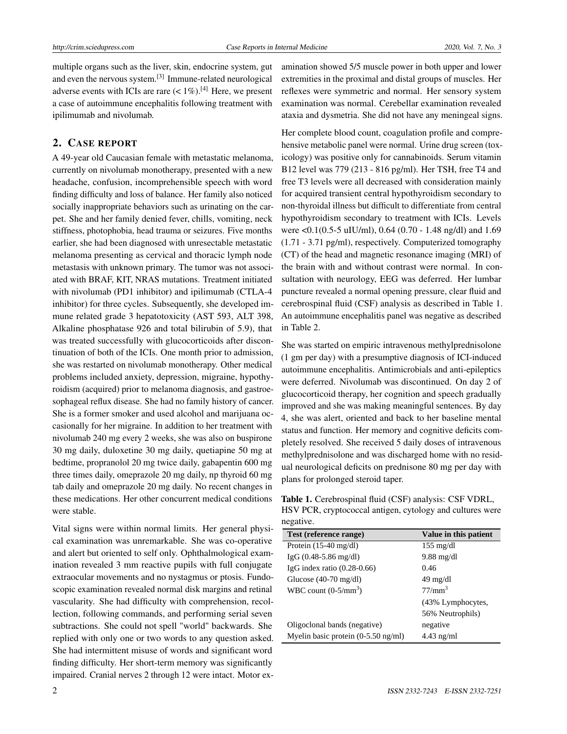multiple organs such as the liver, skin, endocrine system, gut and even the nervous system.[3] Immune-related neurological adverse events with ICIs are rare (< 1%).[4] Here, we present a case of autoimmune encephalitis following treatment with ipilimumab and nivolumab.

## 2. CASE REPORT

A 49-year old Caucasian female with metastatic melanoma, currently on nivolumab monotherapy, presented with a new headache, confusion, incomprehensible speech with word finding difficulty and loss of balance. Her family also noticed socially inappropriate behaviors such as urinating on the carpet. She and her family denied fever, chills, vomiting, neck stiffness, photophobia, head trauma or seizures. Five months earlier, she had been diagnosed with unresectable metastatic melanoma presenting as cervical and thoracic lymph node metastasis with unknown primary. The tumor was not associated with BRAF, KIT, NRAS mutations. Treatment initiated with nivolumab (PD1 inhibitor) and ipilimumab (CTLA-4 inhibitor) for three cycles. Subsequently, she developed immune related grade 3 hepatotoxicity (AST 593, ALT 398, Alkaline phosphatase 926 and total bilirubin of 5.9), that was treated successfully with glucocorticoids after discontinuation of both of the ICIs. One month prior to admission, she was restarted on nivolumab monotherapy. Other medical problems included anxiety, depression, migraine, hypothyroidism (acquired) prior to melanoma diagnosis, and gastroesophageal reflux disease. She had no family history of cancer. She is a former smoker and used alcohol and marijuana occasionally for her migraine. In addition to her treatment with nivolumab 240 mg every 2 weeks, she was also on buspirone 30 mg daily, duloxetine 30 mg daily, quetiapine 50 mg at bedtime, propranolol 20 mg twice daily, gabapentin 600 mg three times daily, omeprazole 20 mg daily, np thyroid 60 mg tab daily and omeprazole 20 mg daily. No recent changes in these medications. Her other concurrent medical conditions were stable.

Vital signs were within normal limits. Her general physical examination was unremarkable. She was co-operative and alert but oriented to self only. Ophthalmological examination revealed 3 mm reactive pupils with full conjugate extraocular movements and no nystagmus or ptosis. Fundoscopic examination revealed normal disk margins and retinal vascularity. She had difficulty with comprehension, recollection, following commands, and performing serial seven subtractions. She could not spell "world" backwards. She replied with only one or two words to any question asked. She had intermittent misuse of words and significant word finding difficulty. Her short-term memory was significantly impaired. Cranial nerves 2 through 12 were intact. Motor examination showed 5/5 muscle power in both upper and lower extremities in the proximal and distal groups of muscles. Her reflexes were symmetric and normal. Her sensory system examination was normal. Cerebellar examination revealed ataxia and dysmetria. She did not have any meningeal signs.

Her complete blood count, coagulation profile and comprehensive metabolic panel were normal. Urine drug screen (toxicology) was positive only for cannabinoids. Serum vitamin B12 level was 779 (213 - 816 pg/ml). Her TSH, free T4 and free T3 levels were all decreased with consideration mainly for acquired transient central hypothyroidism secondary to non-thyroidal illness but difficult to differentiate from central hypothyroidism secondary to treatment with ICIs. Levels were <0.1(0.5-5 uIU/ml), 0.64 (0.70 - 1.48 ng/dl) and 1.69 (1.71 - 3.71 pg/ml), respectively. Computerized tomography (CT) of the head and magnetic resonance imaging (MRI) of the brain with and without contrast were normal. In consultation with neurology, EEG was deferred. Her lumbar puncture revealed a normal opening pressure, clear fluid and cerebrospinal fluid (CSF) analysis as described in Table 1. An autoimmune encephalitis panel was negative as described in Table 2.

She was started on empiric intravenous methylprednisolone (1 gm per day) with a presumptive diagnosis of ICI-induced autoimmune encephalitis. Antimicrobials and anti-epileptics were deferred. Nivolumab was discontinued. On day 2 of glucocorticoid therapy, her cognition and speech gradually improved and she was making meaningful sentences. By day 4, she was alert, oriented and back to her baseline mental status and function. Her memory and cognitive deficits completely resolved. She received 5 daily doses of intravenous methylprednisolone and was discharged home with no residual neurological deficits on prednisone 80 mg per day with plans for prolonged steroid taper.

**Table 1.** Cerebrospinal fluid (CSF) analysis: CSF VDRL, HSV PCR, cryptococcal antigen, cytology and cultures were negative.

| Test (reference range) | Value in this patient |
|---|---|
| Protein (15-40 mg/dl) | 155 mg/dl |
| IgG (0.48-5.86 mg/dl) | 9.88 mg/dl |
| IgG index ratio (0.28-0.66) | 0.46 |
| Glucose (40-70 mg/dl) | 49 mg/dl |
| WBC count (0-5/mm$^3$) | 77/mm$^3$ (43% Lymphocytes, 56% Neutrophils) |
| Oligoclonal bands (negative) | negative |
| Myelin basic protein (0-5.50 ng/ml) | 4.43 ng/ml |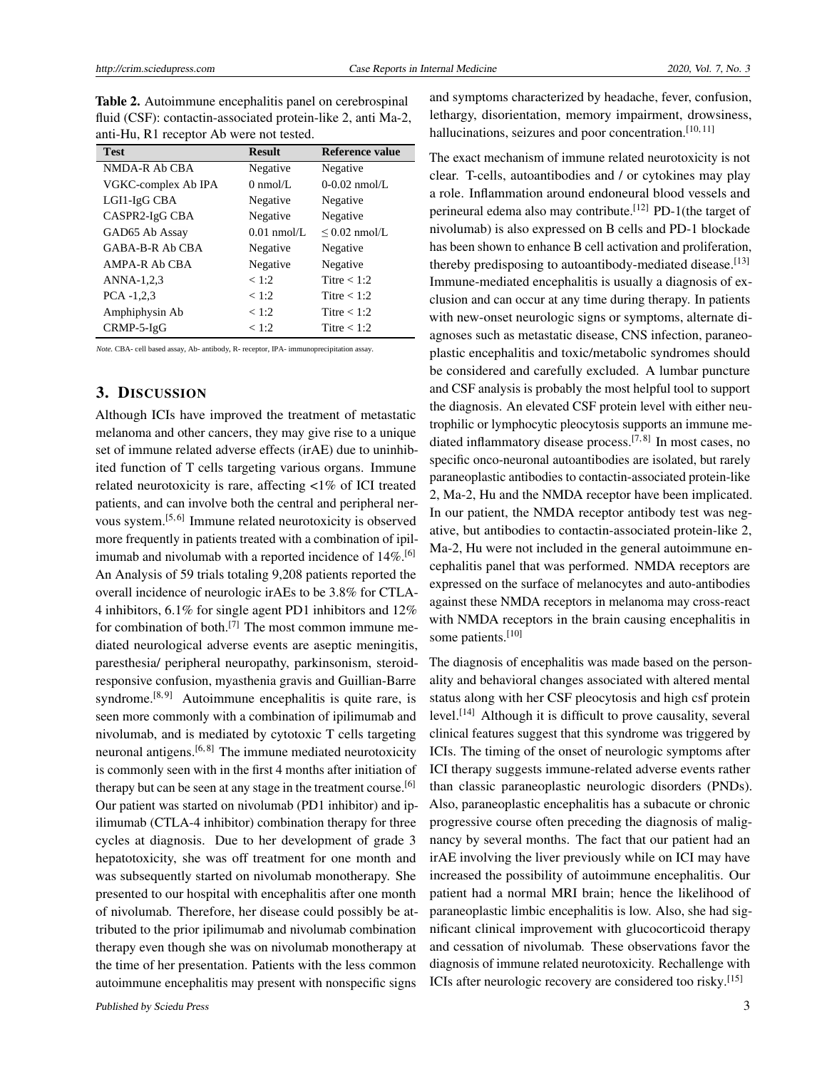**Table 2.** Autoimmune encephalitis panel on cerebrospinal fluid (CSF): contactin-associated protein-like 2, anti Ma-2, anti-Hu, R1 receptor Ab were not tested.

| Test | Result | Reference value |
|---|---|---|
| NMDA-R Ab CBA | Negative | Negative |
| VGKC-complex Ab IPA | 0 nmol/L | 0-0.02 nmol/L |
| LGI1-IgG CBA | Negative | Negative |
| CASPR2-IgG CBA | Negative | Negative |
| GAD65 Ab Assay | 0.01 nmol/L | ≤ 0.02 nmol/L |
| GABA-B-R Ab CBA | Negative | Negative |
| AMPA-R Ab CBA | Negative | Negative |
| ANNA-1,2,3 | < 1:2 | Titre < 1:2 |
| PCA -1,2,3 | < 1:2 | Titre < 1:2 |
| Amphiphysin Ab | < 1:2 | Titre < 1:2 |
| CRMP-5-IgG | < 1:2 | Titre < 1:2 |

*Note.* CBA- cell based assay, Ab- antibody, R- receptor, IPA- immunoprecipitation assay.

## 3. Discussion

Although ICIs have improved the treatment of metastatic melanoma and other cancers, they may give rise to a unique set of immune related adverse effects (irAE) due to uninhibited function of T cells targeting various organs. Immune related neurotoxicity is rare, affecting <1% of ICI treated patients, and can involve both the central and peripheral nervous system.[5,6] Immune related neurotoxicity is observed more frequently in patients treated with a combination of ipilimumab and nivolumab with a reported incidence of 14%.[6] An Analysis of 59 trials totaling 9,208 patients reported the overall incidence of neurologic irAEs to be 3.8% for CTLA-4 inhibitors, 6.1% for single agent PD1 inhibitors and 12% for combination of both.[7] The most common immune mediated neurological adverse events are aseptic meningitis, paresthesia/ peripheral neuropathy, parkinsonism, steroid-responsive confusion, myasthenia gravis and Guillian-Barre syndrome.[8,9] Autoimmune encephalitis is quite rare, is seen more commonly with a combination of ipilimumab and nivolumab, and is mediated by cytotoxic T cells targeting neuronal antigens.[6,8] The immune mediated neurotoxicity is commonly seen with in the first 4 months after initiation of therapy but can be seen at any stage in the treatment course.[6] Our patient was started on nivolumab (PD1 inhibitor) and ipilimumab (CTLA-4 inhibitor) combination therapy for three cycles at diagnosis. Due to her development of grade 3 hepatotoxicity, she was off treatment for one month and was subsequently started on nivolumab monotherapy. She presented to our hospital with encephalitis after one month of nivolumab. Therefore, her disease could possibly be attributed to the prior ipilimumab and nivolumab combination therapy even though she was on nivolumab monotherapy at the time of her presentation. Patients with the less common autoimmune encephalitis may present with nonspecific signs and symptoms characterized by headache, fever, confusion, lethargy, disorientation, memory impairment, drowsiness, hallucinations, seizures and poor concentration.[10,11]

The exact mechanism of immune related neurotoxicity is not clear. T-cells, autoantibodies and / or cytokines may play a role. Inflammation around endoneural blood vessels and perineural edema also may contribute.[12] PD-1(the target of nivolumab) is also expressed on B cells and PD-1 blockade has been shown to enhance B cell activation and proliferation, thereby predisposing to autoantibody-mediated disease.[13] Immune-mediated encephalitis is usually a diagnosis of exclusion and can occur at any time during therapy. In patients with new-onset neurologic signs or symptoms, alternate diagnoses such as metastatic disease, CNS infection, paraneoplastic encephalitis and toxic/metabolic syndromes should be considered and carefully excluded. A lumbar puncture and CSF analysis is probably the most helpful tool to support the diagnosis. An elevated CSF protein level with either neutrophilic or lymphocytic pleocytosis supports an immune mediated inflammatory disease process.[7,8] In most cases, no specific onco-neuronal autoantibodies are isolated, but rarely paraneoplastic antibodies to contactin-associated protein-like 2, Ma-2, Hu and the NMDA receptor have been implicated. In our patient, the NMDA receptor antibody test was negative, but antibodies to contactin-associated protein-like 2, Ma-2, Hu were not included in the general autoimmune encephalitis panel that was performed. NMDA receptors are expressed on the surface of melanocytes and auto-antibodies against these NMDA receptors in melanoma may cross-react with NMDA receptors in the brain causing encephalitis in some patients.[10]

The diagnosis of encephalitis was made based on the personality and behavioral changes associated with altered mental status along with her CSF pleocytosis and high csf protein level.[14] Although it is difficult to prove causality, several clinical features suggest that this syndrome was triggered by ICIs. The timing of the onset of neurologic symptoms after ICI therapy suggests immune-related adverse events rather than classic paraneoplastic neurologic disorders (PNDs). Also, paraneoplastic encephalitis has a subacute or chronic progressive course often preceding the diagnosis of malignancy by several months. The fact that our patient had an irAE involving the liver previously while on ICI may have increased the possibility of autoimmune encephalitis. Our patient had a normal MRI brain; hence the likelihood of paraneoplastic limbic encephalitis is low. Also, she had significant clinical improvement with glucocorticoid therapy and cessation of nivolumab. These observations favor the diagnosis of immune related neurotoxicity. Rechallenge with ICIs after neurologic recovery are considered too risky.[15]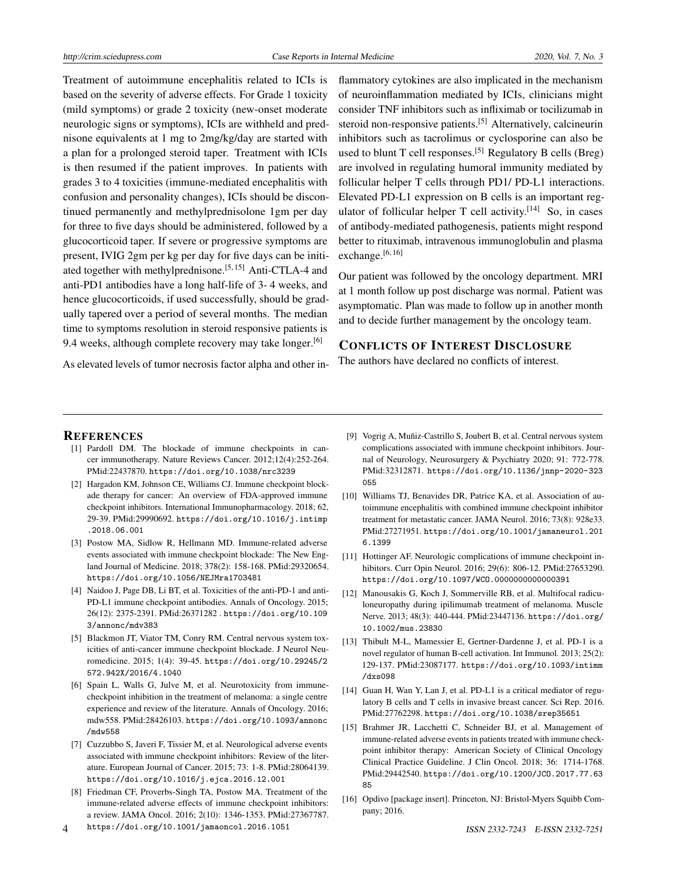Treatment of autoimmune encephalitis related to ICIs is based on the severity of adverse effects. For Grade 1 toxicity (mild symptoms) or grade 2 toxicity (new-onset moderate neurologic signs or symptoms), ICIs are withheld and prednisone equivalents at 1 mg to 2mg/kg/day are started with a plan for a prolonged steroid taper. Treatment with ICIs is then resumed if the patient improves. In patients with grades 3 to 4 toxicities (immune-mediated encephalitis with confusion and personality changes), ICIs should be discontinued permanently and methylprednisolone 1gm per day for three to five days should be administered, followed by a glucocorticoid taper. If severe or progressive symptoms are present, IVIG 2gm per kg per day for five days can be initiated together with methylprednisone.[5, 15] Anti-CTLA-4 and anti-PD1 antibodies have a long half-life of 3- 4 weeks, and hence glucocorticoids, if used successfully, should be gradually tapered over a period of several months. The median time to symptoms resolution in steroid responsive patients is 9.4 weeks, although complete recovery may take longer.[6]

As elevated levels of tumor necrosis factor alpha and other inflammatory cytokines are also implicated in the mechanism of neuroinflammation mediated by ICIs, clinicians might consider TNF inhibitors such as infliximab or tocilizumab in steroid non-responsive patients.[5] Alternatively, calcineurin inhibitors such as tacrolimus or cyclosporine can also be used to blunt T cell responses.[5] Regulatory B cells (Breg) are involved in regulating humoral immunity mediated by follicular helper T cells through PD1/ PD-L1 interactions. Elevated PD-L1 expression on B cells is an important regulator of follicular helper T cell activity.[14] So, in cases of antibody-mediated pathogenesis, patients might respond better to rituximab, intravenous immunoglobulin and plasma exchange.[6, 16]

Our patient was followed by the oncology department. MRI at 1 month follow up post discharge was normal. Patient was asymptomatic. Plan was made to follow up in another month and to decide further management by the oncology team.

## Conflicts of Interest Disclosure

The authors have declared no conflicts of interest.

## References

[1] Pardoll DM. The blockade of immune checkpoints in cancer immunotherapy. Nature Reviews Cancer. 2012;12(4):252-264. PMid:22437870. https://doi.org/10.1038/nrc3239

[2] Hargadon KM, Johnson CE, Williams CJ. Immune checkpoint blockade therapy for cancer: An overview of FDA-approved immune checkpoint inhibitors. International Immunopharmacology. 2018; 62, 29-39. PMid:29990692. https://doi.org/10.1016/j.intimp.2018.06.001

[3] Postow MA, Sidlow R, Hellmann MD. Immune-related adverse events associated with immune checkpoint blockade: The New England Journal of Medicine. 2018; 378(2): 158-168. PMid:29320654. https://doi.org/10.1056/NEJMra1703481

[4] Naidoo J, Page DB, Li BT, et al. Toxicities of the anti-PD-1 and anti-PD-L1 immune checkpoint antibodies. Annals of Oncology. 2015; 26(12): 2375-2391. PMid:26371282 . https://doi.org/10.1093/annonc/mdv383

[5] Blackmon JT, Viator TM, Conry RM. Central nervous system toxicities of anti-cancer immune checkpoint blockade. J Neurol Neuromedicine. 2015; 1(4): 39-45. https://doi.org/10.29245/2572.942X/2016/4.1040

[6] Spain L, Walls G, Julve M, et al. Neurotoxicity from immune-checkpoint inhibition in the treatment of melanoma: a single centre experience and review of the literature. Annals of Oncology. 2016; mdw558. PMid:28426103. https://doi.org/10.1093/annonc/mdw558

[7] Cuzzubbo S, Javeri F, Tissier M, et al. Neurological adverse events associated with immune checkpoint inhibitors: Review of the literature. European Journal of Cancer. 2015; 73: 1-8. PMid:28064139. https://doi.org/10.1016/j.ejca.2016.12.001

[8] Friedman CF, Proverbs-Singh TA, Postow MA. Treatment of the immune-related adverse effects of immune checkpoint inhibitors: a review. JAMA Oncol. 2016; 2(10): 1346-1353. PMid:27367787. https://doi.org/10.1001/jamaoncol.2016.1051

[9] Vogrig A, Muñiz-Castrillo S, Joubert B, et al. Central nervous system complications associated with immune checkpoint inhibitors. Journal of Neurology, Neurosurgery & Psychiatry 2020; 91: 772-778. PMid:32312871. https://doi.org/10.1136/jnnp-2020-323055

[10] Williams TJ, Benavides DR, Patrice KA, et al. Association of autoimmune encephalitis with combined immune checkpoint inhibitor treatment for metastatic cancer. JAMA Neurol. 2016; 73(8): 928e33. PMid:27271951. https://doi.org/10.1001/jamaneurol.2016.1399

[11] Hottinger AF. Neurologic complications of immune checkpoint inhibitors. Curr Opin Neurol. 2016; 29(6): 806-12. PMid:27653290. https://doi.org/10.1097/WCO.0000000000000391

[12] Manousakis G, Koch J, Sommerville RB, et al. Multifocal radiculoneuropathy during ipilimumab treatment of melanoma. Muscle Nerve. 2013; 48(3): 440-444. PMid:23447136. https://doi.org/10.1002/mus.23830

[13] Thibult M-L, Mamessier E, Gertner-Dardenne J, et al. PD-1 is a novel regulator of human B-cell activation. Int Immunol. 2013; 25(2): 129-137. PMid:23087177. https://doi.org/10.1093/intimm/dxs098

[14] Guan H, Wan Y, Lan J, et al. PD-L1 is a critical mediator of regulatory B cells and T cells in invasive breast cancer. Sci Rep. 2016. PMid:27762298. https://doi.org/10.1038/srep35651

[15] Brahmer JR, Lacchetti C, Schneider BJ, et al. Management of immune-related adverse events in patients treated with immune checkpoint inhibitor therapy: American Society of Clinical Oncology Clinical Practice Guideline. J Clin Oncol. 2018; 36: 1714-1768. PMid:29442540. https://doi.org/10.1200/JCO.2017.77.6385

[16] Opdivo [package insert]. Princeton, NJ: Bristol-Myers Squibb Company; 2016.